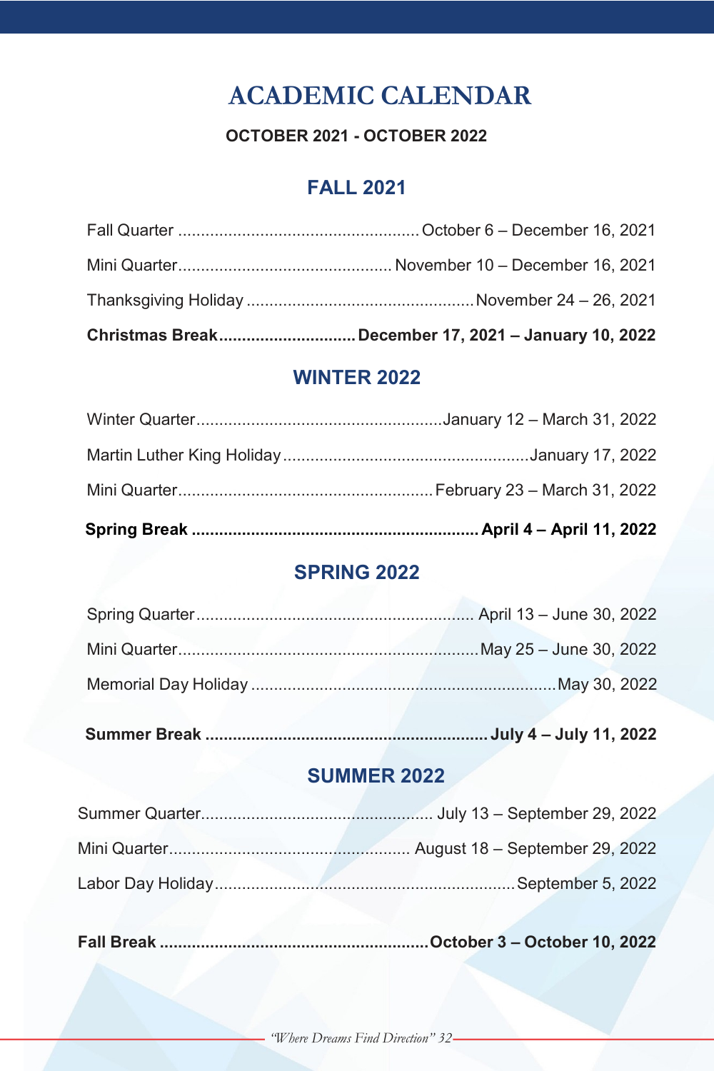# ACADEMIC CALENDAR

**OCTOBER 2021 - OCTOBER 2022**

## FALL 2021

Fall Quarter ........................................................ October 6 – December 16, 2021

Mini Quarter.................................................. November 10 – December 16, 2021

Thanksgiving Holiday ..................................................November 24 – 26, 2021

**Christmas Break.............................December 17, 2021 – January 10, 2022**

## WINTER 2022

Winter Quarter.....................................................January 12 – March 31, 2022

Martin Luther King Holiday.....................................................January 17, 2022

Mini Quarter.......................................................February 23 – March 31, 2022

**Spring Break .............................................................April 4 – April 11, 2022**

## SPRING 2022

Spring Quarter........................................................... April 13 – June 30, 2022

Mini Quarter................................................................May 25 – June 30, 2022

Memorial Day Holiday ..................................................................May 30, 2022

**Summer Break ............................................................July 4 – July 11, 2022**

## SUMMER 2022

Summer Quarter................................................. July 13 – September 29, 2022

Mini Quarter.................................................... August 18 – September 29, 2022

Labor Day Holiday................................................................September 5, 2022

**Fall Break .........................................................October 3 – October 10, 2022**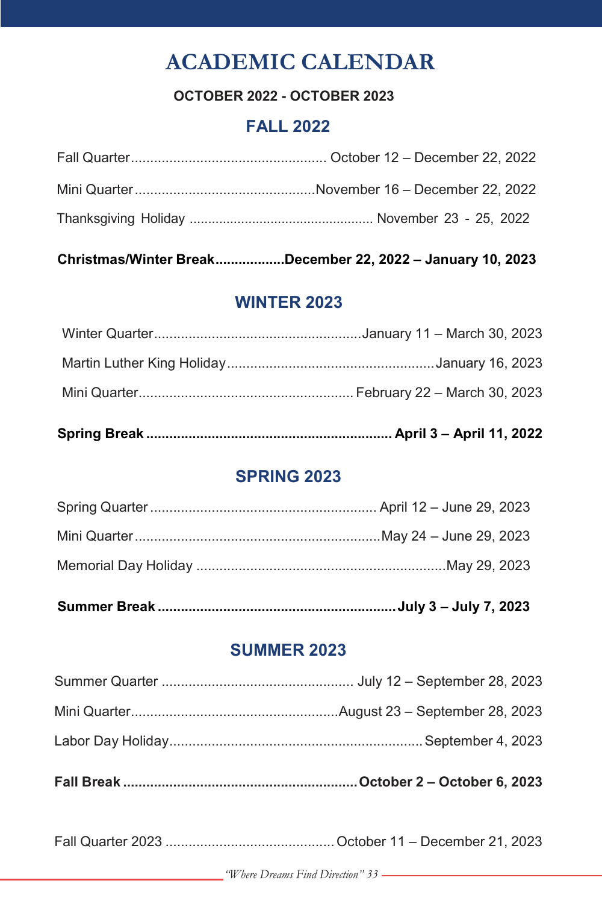# ACADEMIC CALENDAR

**OCTOBER 2022 - OCTOBER 2023**

## FALL 2022

Fall Quarter.................................................. October 12 – December 22, 2022

Mini Quarter..............................................November 16 – December 22, 2022

Thanksgiving Holiday ................................................ November 23 - 25, 2022

**Christmas/Winter Break.................December 22, 2022 – January 10, 2023**

## WINTER 2023

Winter Quarter.....................................................January 11 – March 30, 2023

Martin Luther King Holiday.....................................................January 16, 2023

Mini Quarter....................................................... February 22 – March 30, 2023

**Spring Break .............................................................. April 3 – April 11, 2022**

## SPRING 2023

Spring Quarter .......................................................... April 12 – June 29, 2023

Mini Quarter...............................................................May 24 – June 29, 2023

Memorial Day Holiday ...............................................................May 29, 2023

**Summer Break ............................................................July 3 – July 7, 2023**

## SUMMER 2023

Summer Quarter ................................................. July 12 – September 28, 2023

Mini Quarter.....................................................August 23 – September 28, 2023

Labor Day Holiday.................................................................September 4, 2023

**Fall Break ...........................................................October 2 – October 6, 2023**

Fall Quarter 2023 ........................................... October 11 – December 21, 2023

*"Where Dreams Find Direction"*